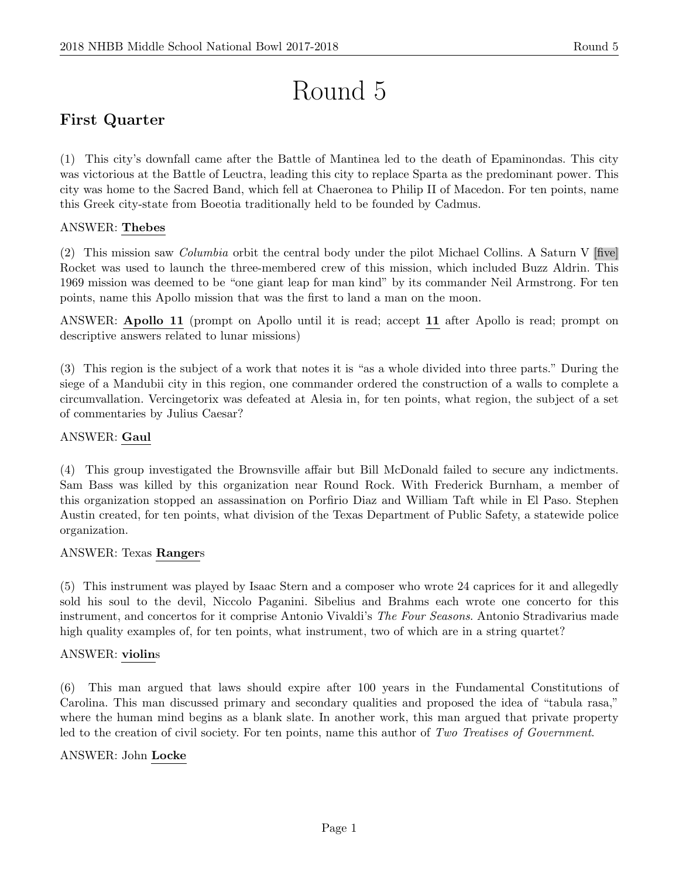# Round 5

## First Quarter

(1) This city's downfall came after the Battle of Mantinea led to the death of Epaminondas. This city was victorious at the Battle of Leuctra, leading this city to replace Sparta as the predominant power. This city was home to the Sacred Band, which fell at Chaeronea to Philip II of Macedon. For ten points, name this Greek city-state from Boeotia traditionally held to be founded by Cadmus.

ANSWER: **Thebes**

(2) This mission saw *Columbia* orbit the central body under the pilot Michael Collins. A Saturn V [five] Rocket was used to launch the three-membered crew of this mission, which included Buzz Aldrin. This 1969 mission was deemed to be "one giant leap for man kind" by its commander Neil Armstrong. For ten points, name this Apollo mission that was the first to land a man on the moon.

ANSWER: **Apollo 11** (prompt on Apollo until it is read; accept **11** after Apollo is read; prompt on descriptive answers related to lunar missions)

(3) This region is the subject of a work that notes it is "as a whole divided into three parts." During the siege of a Mandubii city in this region, one commander ordered the construction of a walls to complete a circumvallation. Vercingetorix was defeated at Alesia in, for ten points, what region, the subject of a set of commentaries by Julius Caesar?

ANSWER: **Gaul**

(4) This group investigated the Brownsville affair but Bill McDonald failed to secure any indictments. Sam Bass was killed by this organization near Round Rock. With Frederick Burnham, a member of this organization stopped an assassination on Porfirio Diaz and William Taft while in El Paso. Stephen Austin created, for ten points, what division of the Texas Department of Public Safety, a statewide police organization.

ANSWER: Texas **Ranger**s

(5) This instrument was played by Isaac Stern and a composer who wrote 24 caprices for it and allegedly sold his soul to the devil, Niccolo Paganini. Sibelius and Brahms each wrote one concerto for this instrument, and concertos for it comprise Antonio Vivaldi's *The Four Seasons*. Antonio Stradivarius made high quality examples of, for ten points, what instrument, two of which are in a string quartet?

ANSWER: **violin**s

(6) This man argued that laws should expire after 100 years in the Fundamental Constitutions of Carolina. This man discussed primary and secondary qualities and proposed the idea of "tabula rasa," where the human mind begins as a blank slate. In another work, this man argued that private property led to the creation of civil society. For ten points, name this author of *Two Treatises of Government*.

ANSWER: John **Locke**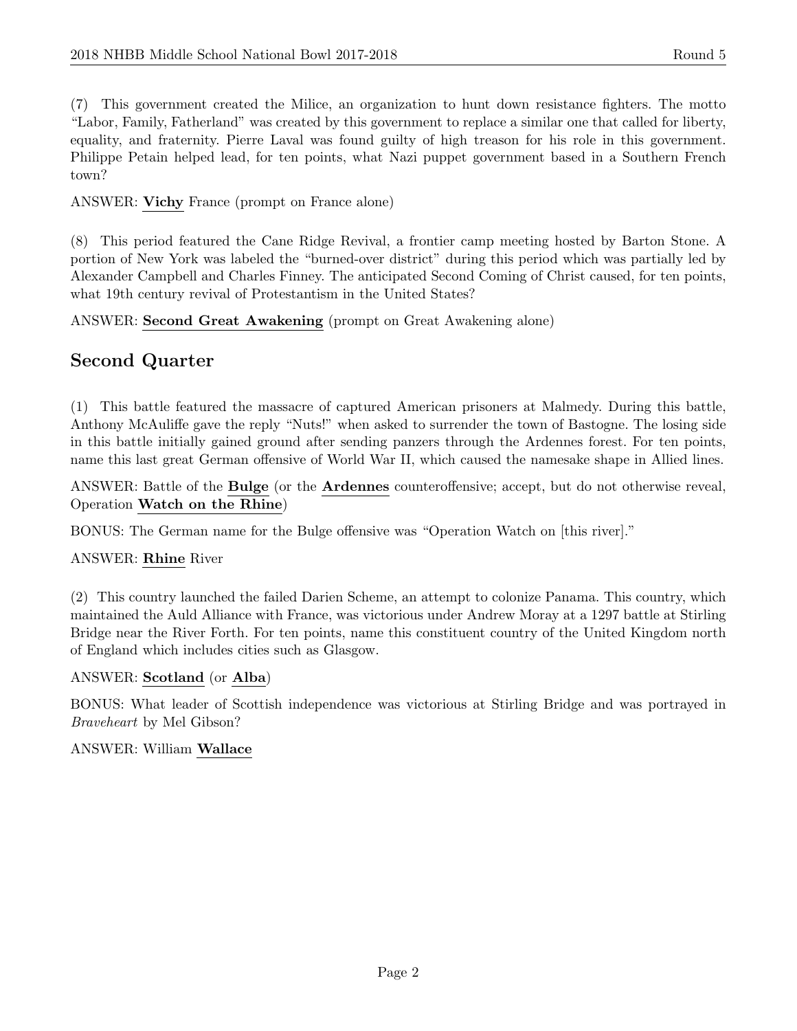(7) This government created the Milice, an organization to hunt down resistance fighters. The motto "Labor, Family, Fatherland" was created by this government to replace a similar one that called for liberty, equality, and fraternity. Pierre Laval was found guilty of high treason for his role in this government. Philippe Petain helped lead, for ten points, what Nazi puppet government based in a Southern French town?

ANSWER: **Vichy** France (prompt on France alone)

(8) This period featured the Cane Ridge Revival, a frontier camp meeting hosted by Barton Stone. A portion of New York was labeled the "burned-over district" during this period which was partially led by Alexander Campbell and Charles Finney. The anticipated Second Coming of Christ caused, for ten points, what 19th century revival of Protestantism in the United States?

ANSWER: **Second Great Awakening** (prompt on Great Awakening alone)

## Second Quarter

(1) This battle featured the massacre of captured American prisoners at Malmedy. During this battle, Anthony McAuliffe gave the reply "Nuts!" when asked to surrender the town of Bastogne. The losing side in this battle initially gained ground after sending panzers through the Ardennes forest. For ten points, name this last great German offensive of World War II, which caused the namesake shape in Allied lines.

ANSWER: Battle of the **Bulge** (or the **Ardennes** counteroffensive; accept, but do not otherwise reveal, Operation **Watch on the Rhine**)

BONUS: The German name for the Bulge offensive was "Operation Watch on [this river]."

ANSWER: **Rhine** River

(2) This country launched the failed Darien Scheme, an attempt to colonize Panama. This country, which maintained the Auld Alliance with France, was victorious under Andrew Moray at a 1297 battle at Stirling Bridge near the River Forth. For ten points, name this constituent country of the United Kingdom north of England which includes cities such as Glasgow.

ANSWER: **Scotland** (or **Alba**)

BONUS: What leader of Scottish independence was victorious at Stirling Bridge and was portrayed in *Braveheart* by Mel Gibson?

ANSWER: William **Wallace**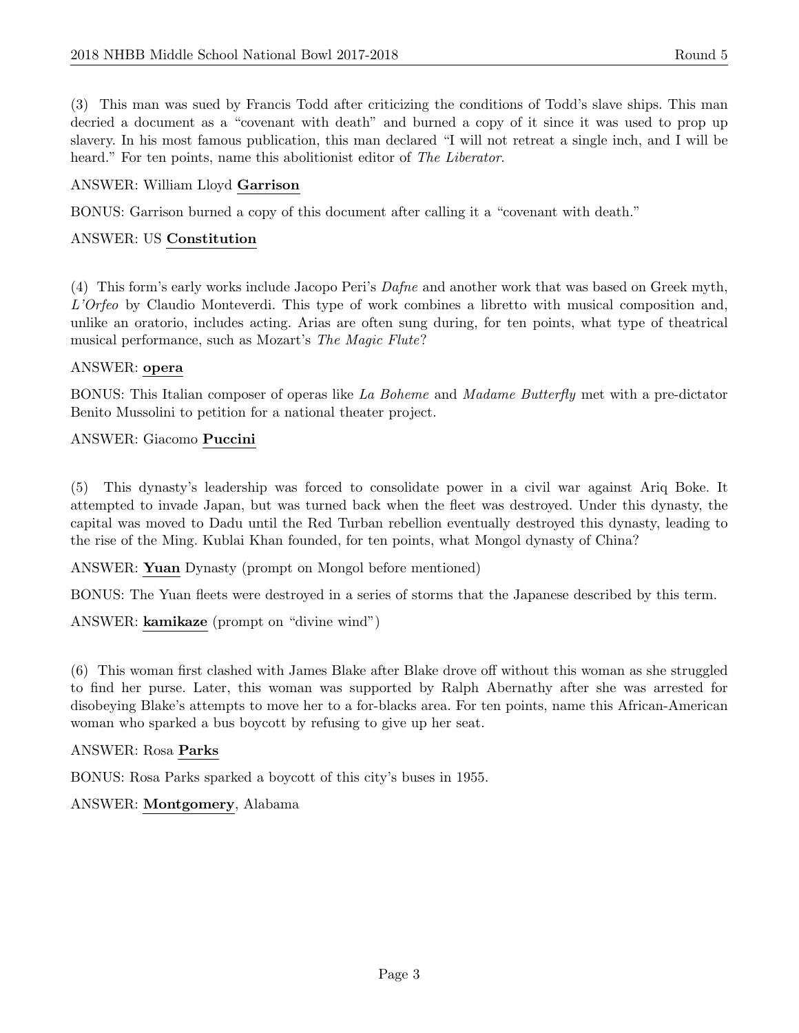(3) This man was sued by Francis Todd after criticizing the conditions of Todd's slave ships. This man decried a document as a "covenant with death" and burned a copy of it since it was used to prop up slavery. In his most famous publication, this man declared "I will not retreat a single inch, and I will be heard." For ten points, name this abolitionist editor of *The Liberator*.

ANSWER: William Lloyd **Garrison**

BONUS: Garrison burned a copy of this document after calling it a "covenant with death."

ANSWER: US **Constitution**

(4) This form's early works include Jacopo Peri's *Dafne* and another work that was based on Greek myth, *L'Orfeo* by Claudio Monteverdi. This type of work combines a libretto with musical composition and, unlike an oratorio, includes acting. Arias are often sung during, for ten points, what type of theatrical musical performance, such as Mozart's *The Magic Flute*?

ANSWER: **opera**

BONUS: This Italian composer of operas like *La Boheme* and *Madame Butterfly* met with a pre-dictator Benito Mussolini to petition for a national theater project.

ANSWER: Giacomo **Puccini**

(5) This dynasty's leadership was forced to consolidate power in a civil war against Ariq Boke. It attempted to invade Japan, but was turned back when the fleet was destroyed. Under this dynasty, the capital was moved to Dadu until the Red Turban rebellion eventually destroyed this dynasty, leading to the rise of the Ming. Kublai Khan founded, for ten points, what Mongol dynasty of China?

ANSWER: **Yuan** Dynasty (prompt on Mongol before mentioned)

BONUS: The Yuan fleets were destroyed in a series of storms that the Japanese described by this term.

ANSWER: **kamikaze** (prompt on "divine wind")

(6) This woman first clashed with James Blake after Blake drove off without this woman as she struggled to find her purse. Later, this woman was supported by Ralph Abernathy after she was arrested for disobeying Blake's attempts to move her to a for-blacks area. For ten points, name this African-American woman who sparked a bus boycott by refusing to give up her seat.

ANSWER: Rosa **Parks**

BONUS: Rosa Parks sparked a boycott of this city's buses in 1955.

ANSWER: **Montgomery**, Alabama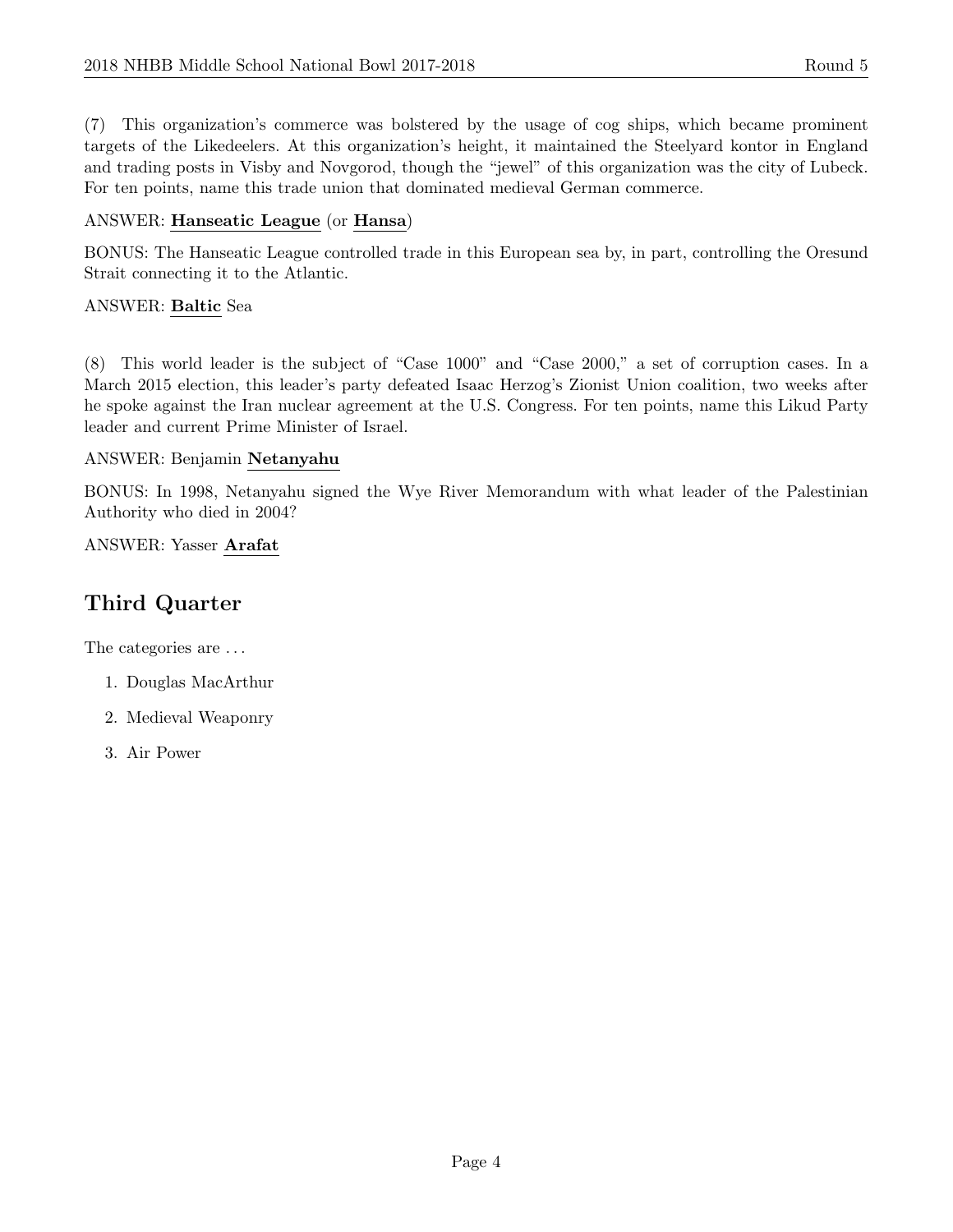(7) This organization's commerce was bolstered by the usage of cog ships, which became prominent targets of the Likedeelers. At this organization's height, it maintained the Steelyard kontor in England and trading posts in Visby and Novgorod, though the "jewel" of this organization was the city of Lubeck. For ten points, name this trade union that dominated medieval German commerce.

ANSWER: **Hanseatic League** (or **Hansa**)

BONUS: The Hanseatic League controlled trade in this European sea by, in part, controlling the Oresund Strait connecting it to the Atlantic.

ANSWER: **Baltic** Sea

(8) This world leader is the subject of "Case 1000" and "Case 2000," a set of corruption cases. In a March 2015 election, this leader's party defeated Isaac Herzog's Zionist Union coalition, two weeks after he spoke against the Iran nuclear agreement at the U.S. Congress. For ten points, name this Likud Party leader and current Prime Minister of Israel.

ANSWER: Benjamin **Netanyahu**

BONUS: In 1998, Netanyahu signed the Wye River Memorandum with what leader of the Palestinian Authority who died in 2004?

ANSWER: Yasser **Arafat**

## Third Quarter

The categories are . . .

1. Douglas MacArthur
2. Medieval Weaponry
3. Air Power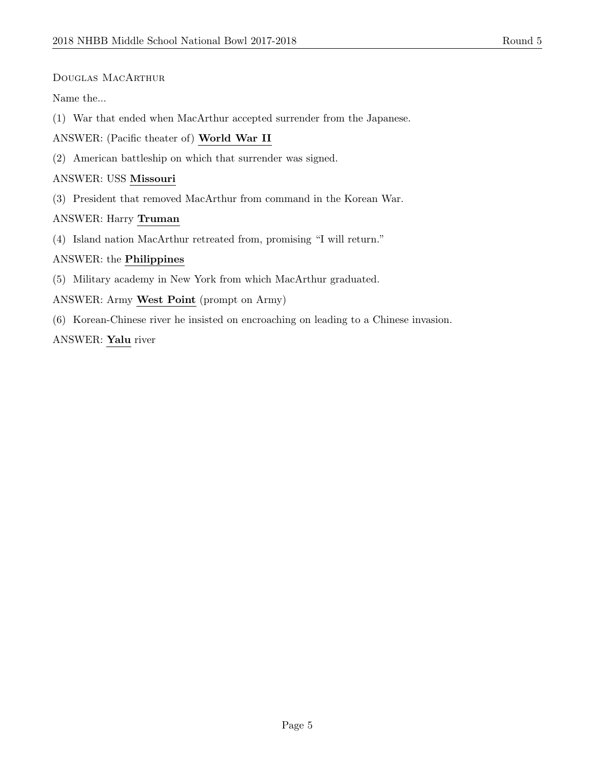Douglas MacArthur

Name the...

(1) War that ended when MacArthur accepted surrender from the Japanese.

ANSWER: (Pacific theater of) **World War II**

(2) American battleship on which that surrender was signed.

ANSWER: USS **Missouri**

(3) President that removed MacArthur from command in the Korean War.

ANSWER: Harry **Truman**

(4) Island nation MacArthur retreated from, promising "I will return."

ANSWER: the **Philippines**

(5) Military academy in New York from which MacArthur graduated.

ANSWER: Army **West Point** (prompt on Army)

(6) Korean-Chinese river he insisted on encroaching on leading to a Chinese invasion.

ANSWER: **Yalu** river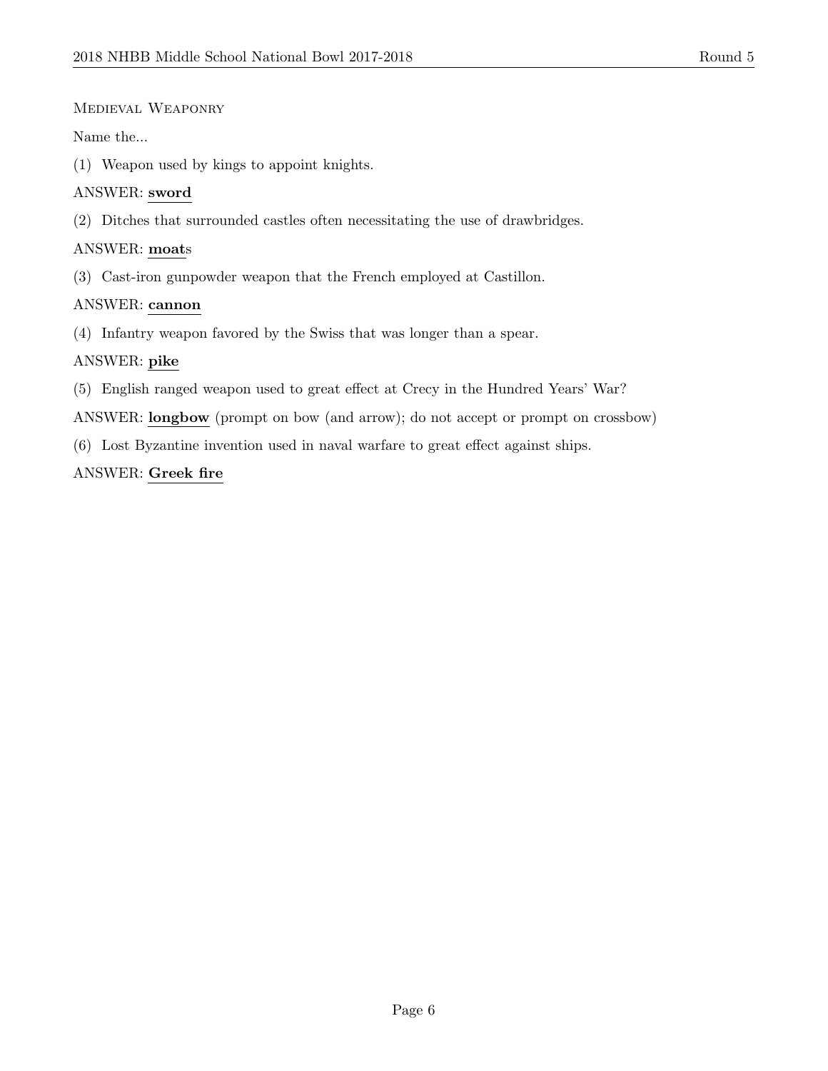## Medieval Weaponry

Name the...

(1) Weapon used by kings to appoint knights.

ANSWER: **sword**

(2) Ditches that surrounded castles often necessitating the use of drawbridges.

ANSWER: **moat**s

(3) Cast-iron gunpowder weapon that the French employed at Castillon.

ANSWER: **cannon**

(4) Infantry weapon favored by the Swiss that was longer than a spear.

ANSWER: **pike**

(5) English ranged weapon used to great effect at Crecy in the Hundred Years' War?

ANSWER: **longbow** (prompt on bow (and arrow); do not accept or prompt on crossbow)

(6) Lost Byzantine invention used in naval warfare to great effect against ships.

ANSWER: **Greek fire**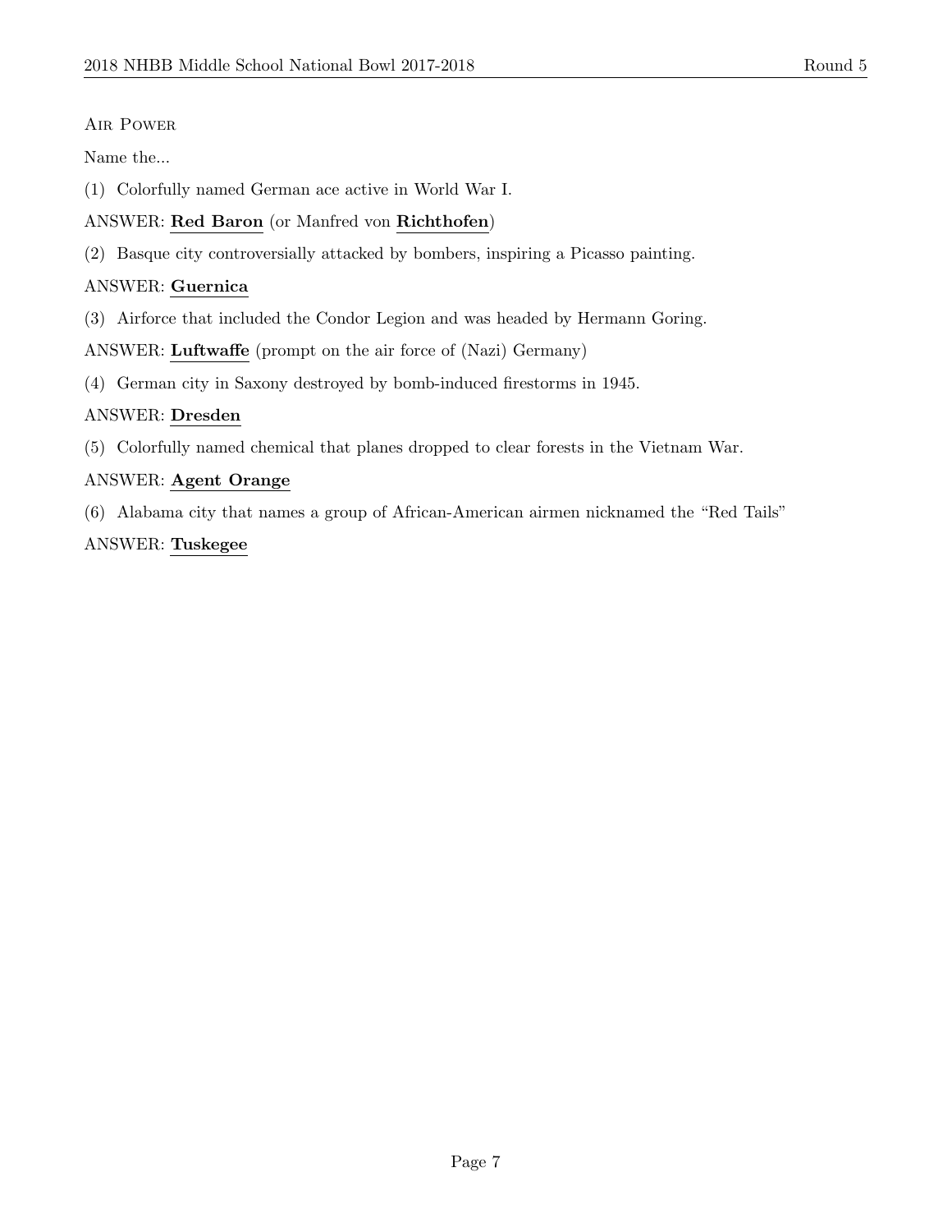## Air Power

Name the...

(1) Colorfully named German ace active in World War I.

ANSWER: **Red Baron** (or Manfred von **Richthofen**)

(2) Basque city controversially attacked by bombers, inspiring a Picasso painting.

ANSWER: **Guernica**

(3) Airforce that included the Condor Legion and was headed by Hermann Goring.

ANSWER: **Luftwaffe** (prompt on the air force of (Nazi) Germany)

(4) German city in Saxony destroyed by bomb-induced firestorms in 1945.

ANSWER: **Dresden**

(5) Colorfully named chemical that planes dropped to clear forests in the Vietnam War.

ANSWER: **Agent Orange**

(6) Alabama city that names a group of African-American airmen nicknamed the "Red Tails"

ANSWER: **Tuskegee**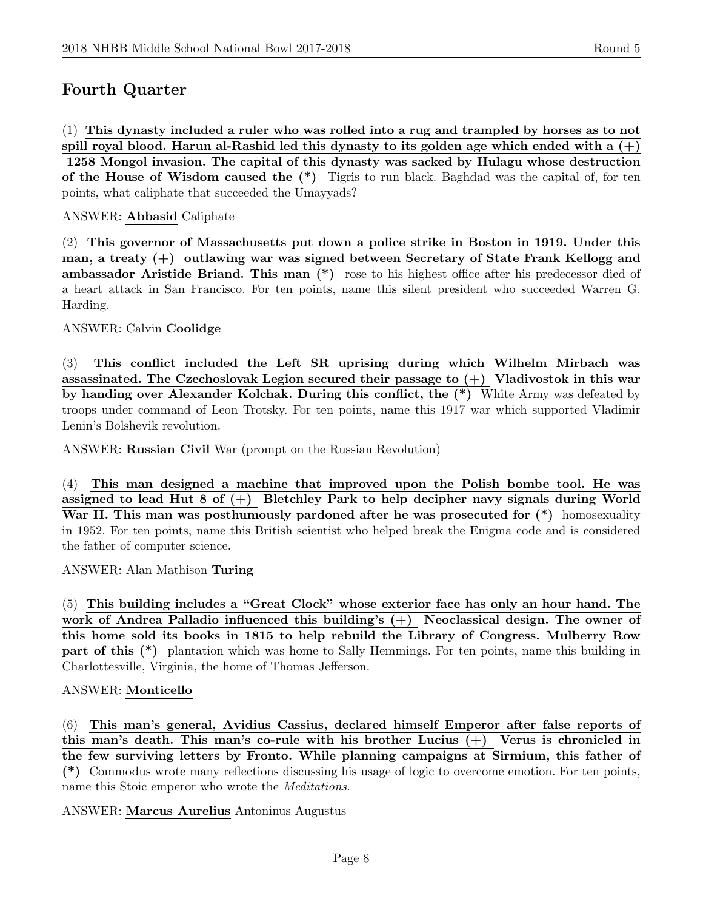## Fourth Quarter

(1) **This dynasty included a ruler who was rolled into a rug and trampled by horses as to not spill royal blood. Harun al-Rashid led this dynasty to its golden age which ended with a (+) 1258 Mongol invasion. The capital of this dynasty was sacked by Hulagu whose destruction of the House of Wisdom caused the (*)** Tigris to run black. Baghdad was the capital of, for ten points, what caliphate that succeeded the Umayyads?

ANSWER: **Abbasid** Caliphate

(2) **This governor of Massachusetts put down a police strike in Boston in 1919. Under this man, a treaty (+) outlawing war was signed between Secretary of State Frank Kellogg and ambassador Aristide Briand. This man (*)** rose to his highest office after his predecessor died of a heart attack in San Francisco. For ten points, name this silent president who succeeded Warren G. Harding.

ANSWER: Calvin **Coolidge**

(3) **This conflict included the Left SR uprising during which Wilhelm Mirbach was assassinated. The Czechoslovak Legion secured their passage to (+) Vladivostok in this war by handing over Alexander Kolchak. During this conflict, the (*)** White Army was defeated by troops under command of Leon Trotsky. For ten points, name this 1917 war which supported Vladimir Lenin's Bolshevik revolution.

ANSWER: **Russian Civil** War (prompt on the Russian Revolution)

(4) **This man designed a machine that improved upon the Polish bombe tool. He was assigned to lead Hut 8 of (+) Bletchley Park to help decipher navy signals during World War II. This man was posthumously pardoned after he was prosecuted for (*)** homosexuality in 1952. For ten points, name this British scientist who helped break the Enigma code and is considered the father of computer science.

ANSWER: Alan Mathison **Turing**

(5) **This building includes a "Great Clock" whose exterior face has only an hour hand. The work of Andrea Palladio influenced this building's (+) Neoclassical design. The owner of this home sold its books in 1815 to help rebuild the Library of Congress. Mulberry Row part of this (*)** plantation which was home to Sally Hemmings. For ten points, name this building in Charlottesville, Virginia, the home of Thomas Jefferson.

ANSWER: **Monticello**

(6) **This man's general, Avidius Cassius, declared himself Emperor after false reports of this man's death. This man's co-rule with his brother Lucius (+) Verus is chronicled in the few surviving letters by Fronto. While planning campaigns at Sirmium, this father of (*)** Commodus wrote many reflections discussing his usage of logic to overcome emotion. For ten points, name this Stoic emperor who wrote the *Meditations*.

ANSWER: **Marcus Aurelius** Antoninus Augustus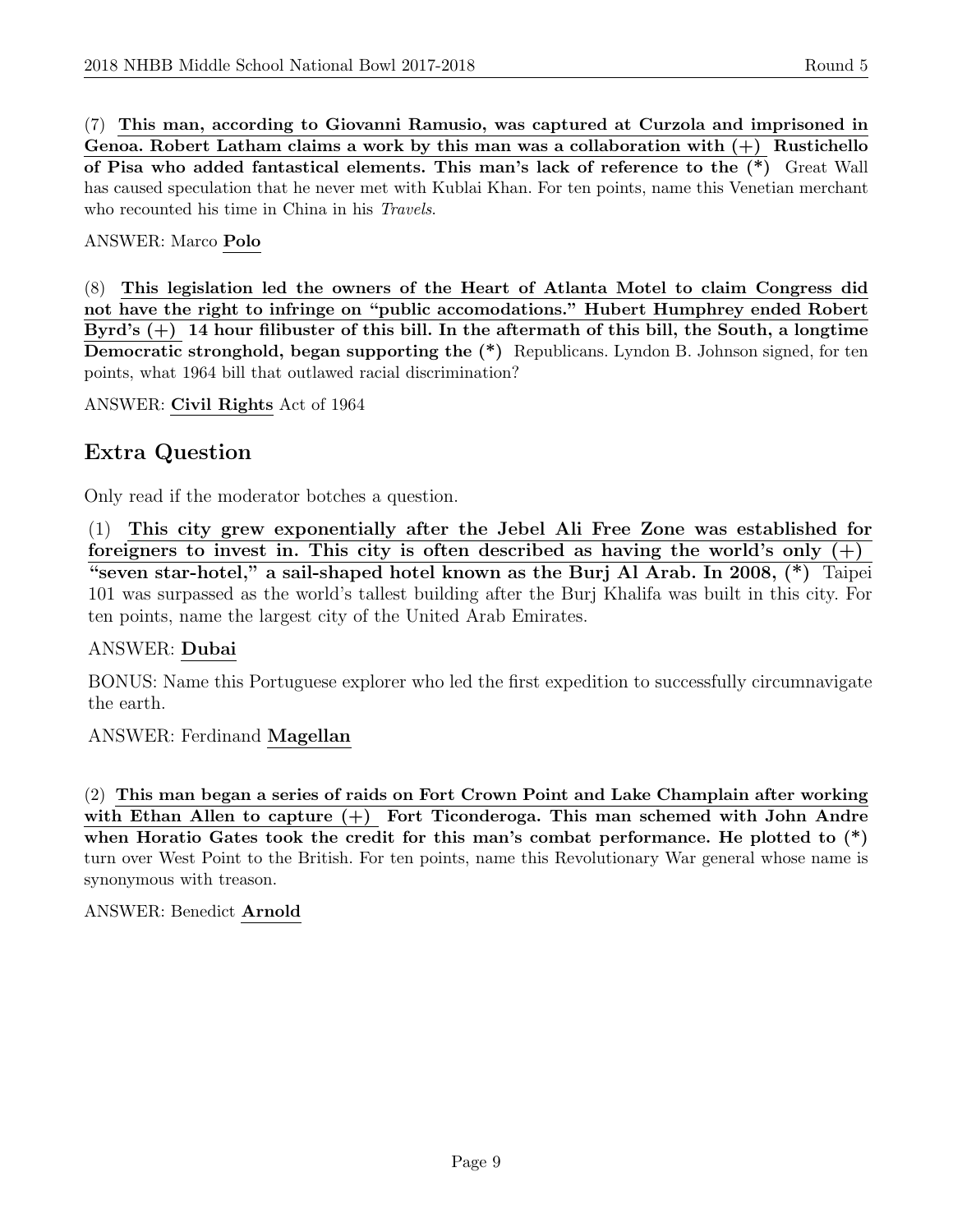(7) **This man, according to Giovanni Ramusio, was captured at Curzola and imprisoned in Genoa. Robert Latham claims a work by this man was a collaboration with (+) Rustichello of Pisa who added fantastical elements. This man's lack of reference to the (*)** Great Wall has caused speculation that he never met with Kublai Khan. For ten points, name this Venetian merchant who recounted his time in China in his *Travels*.

ANSWER: Marco **Polo**

(8) **This legislation led the owners of the Heart of Atlanta Motel to claim Congress did not have the right to infringe on "public accomodations." Hubert Humphrey ended Robert Byrd's (+) 14 hour filibuster of this bill. In the aftermath of this bill, the South, a longtime Democratic stronghold, began supporting the (*)** Republicans. Lyndon B. Johnson signed, for ten points, what 1964 bill that outlawed racial discrimination?

ANSWER: **Civil Rights** Act of 1964

## Extra Question

Only read if the moderator botches a question.

(1) **This city grew exponentially after the Jebel Ali Free Zone was established for foreigners to invest in. This city is often described as having the world's only (+) "seven star-hotel," a sail-shaped hotel known as the Burj Al Arab. In 2008, (*)** Taipei 101 was surpassed as the world's tallest building after the Burj Khalifa was built in this city. For ten points, name the largest city of the United Arab Emirates.

ANSWER: **Dubai**

BONUS: Name this Portuguese explorer who led the first expedition to successfully circumnavigate the earth.

ANSWER: Ferdinand **Magellan**

(2) **This man began a series of raids on Fort Crown Point and Lake Champlain after working with Ethan Allen to capture (+) Fort Ticonderoga. This man schemed with John Andre when Horatio Gates took the credit for this man's combat performance. He plotted to (*)** turn over West Point to the British. For ten points, name this Revolutionary War general whose name is synonymous with treason.

ANSWER: Benedict **Arnold**